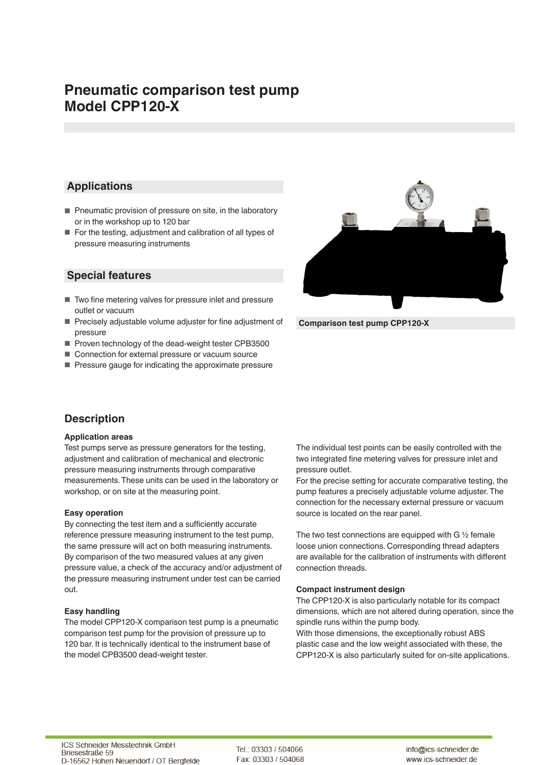# Pneumatic comparison test pump
# Model CPP120-X

## Applications

- Pneumatic provision of pressure on site, in the laboratory or in the workshop up to 120 bar
- For the testing, adjustment and calibration of all types of pressure measuring instruments

## Special features

- Two fine metering valves for pressure inlet and pressure outlet or vacuum
- Precisely adjustable volume adjuster for fine adjustment of pressure
- Proven technology of the dead-weight tester CPB3500
- Connection for external pressure or vacuum source
- Pressure gauge for indicating the approximate pressure

**Comparison test pump CPP120-X**

## Description

### Application areas

Test pumps serve as pressure generators for the testing, adjustment and calibration of mechanical and electronic pressure measuring instruments through comparative measurements. These units can be used in the laboratory or workshop, or on site at the measuring point.

### Easy operation

By connecting the test item and a sufficiently accurate reference pressure measuring instrument to the test pump, the same pressure will act on both measuring instruments. By comparison of the two measured values at any given pressure value, a check of the accuracy and/or adjustment of the pressure measuring instrument under test can be carried out.

### Easy handling

The model CPP120-X comparison test pump is a pneumatic comparison test pump for the provision of pressure up to 120 bar. It is technically identical to the instrument base of the model CPB3500 dead-weight tester.

The individual test points can be easily controlled with the two integrated fine metering valves for pressure inlet and pressure outlet.
For the precise setting for accurate comparative testing, the pump features a precisely adjustable volume adjuster. The connection for the necessary external pressure or vacuum source is located on the rear panel.

The two test connections are equipped with G ½ female loose union connections. Corresponding thread adapters are available for the calibration of instruments with different connection threads.

### Compact instrument design

The CPP120-X is also particularly notable for its compact dimensions, which are not altered during operation, since the spindle runs within the pump body.
With those dimensions, the exceptionally robust ABS plastic case and the low weight associated with these, the CPP120-X is also particularly suited for on-site applications.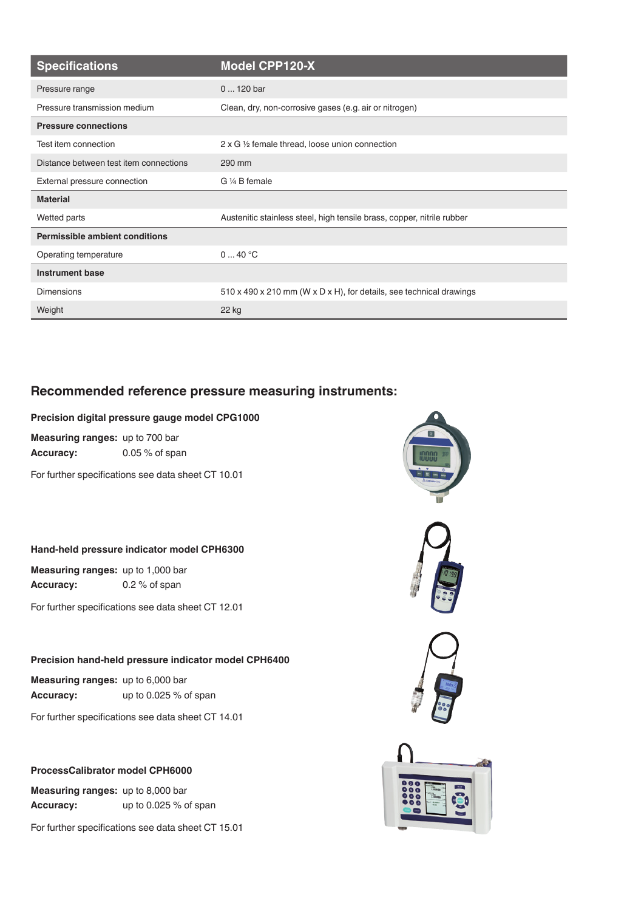| Specifications | Model CPP120-X |
|---|---|
| Pressure range | 0 ... 120 bar |
| Pressure transmission medium | Clean, dry, non-corrosive gases (e.g. air or nitrogen) |
| **Pressure connections** | |
| Test item connection | 2 x G ½ female thread, loose union connection |
| Distance between test item connections | 290 mm |
| External pressure connection | G ¼ B female |
| **Material** | |
| Wetted parts | Austenitic stainless steel, high tensile brass, copper, nitrile rubber |
| **Permissible ambient conditions** | |
| Operating temperature | 0 ... 40 °C |
| **Instrument base** | |
| Dimensions | 510 x 490 x 210 mm (W x D x H), for details, see technical drawings |
| Weight | 22 kg |

## Recommended reference pressure measuring instruments:

### Precision digital pressure gauge model CPG1000

**Measuring ranges:** up to 700 bar
**Accuracy:** 0.05 % of span

For further specifications see data sheet CT 10.01

### Hand-held pressure indicator model CPH6300

**Measuring ranges:** up to 1,000 bar
**Accuracy:** 0.2 % of span

For further specifications see data sheet CT 12.01

### Precision hand-held pressure indicator model CPH6400

**Measuring ranges:** up to 6,000 bar
**Accuracy:** up to 0.025 % of span

For further specifications see data sheet CT 14.01

### ProcessCalibrator model CPH6000

**Measuring ranges:** up to 8,000 bar
**Accuracy:** up to 0.025 % of span

For further specifications see data sheet CT 15.01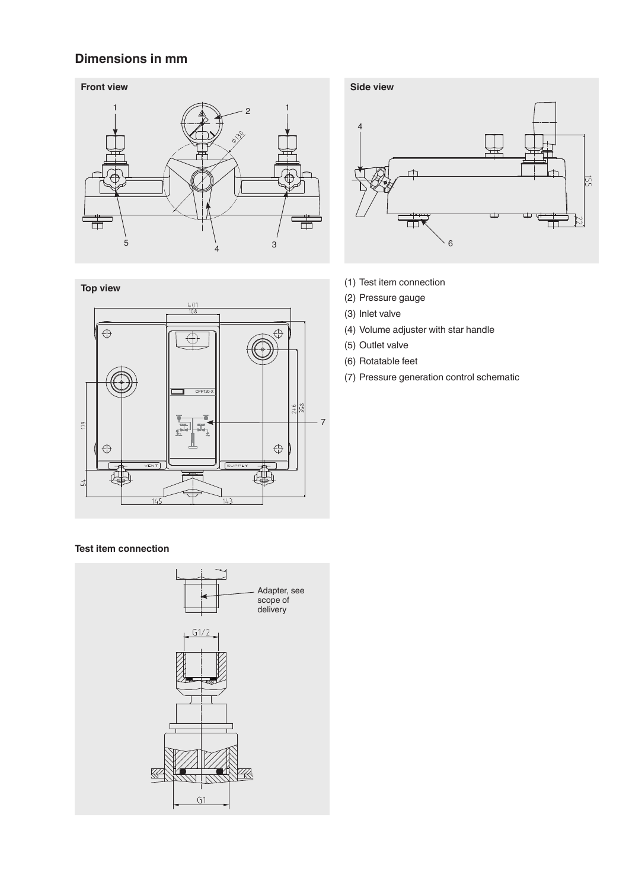## Dimensions in mm

**Front view**

**Side view**

**Top view**

(1) Test item connection
(2) Pressure gauge
(3) Inlet valve
(4) Volume adjuster with star handle
(5) Outlet valve
(6) Rotatable feet
(7) Pressure generation control schematic

**Test item connection**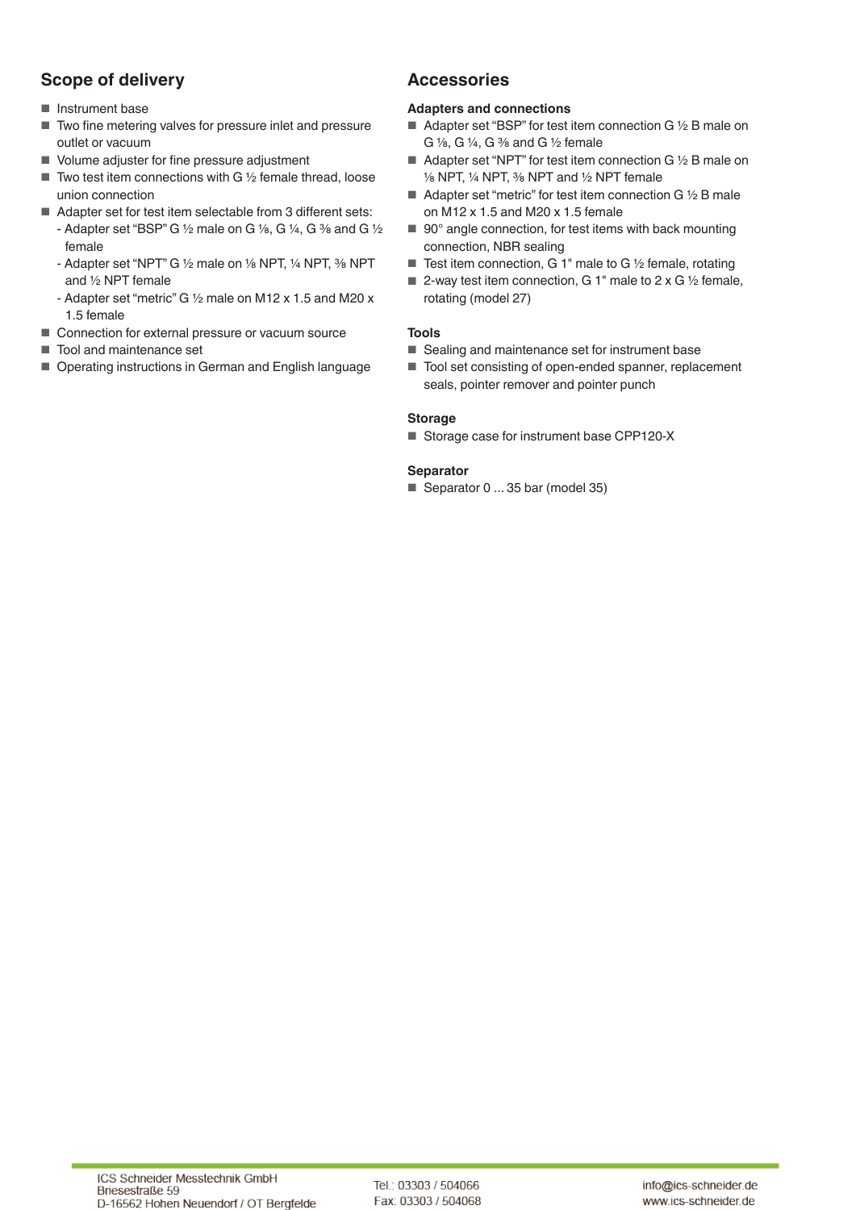## Scope of delivery

- Instrument base
- Two fine metering valves for pressure inlet and pressure outlet or vacuum
- Volume adjuster for fine pressure adjustment
- Two test item connections with G ½ female thread, loose union connection
- Adapter set for test item selectable from 3 different sets:
  - Adapter set "BSP" G ½ male on G ⅛, G ¼, G ⅜ and G ½ female
  - Adapter set "NPT" G ½ male on ⅛ NPT, ¼ NPT, ⅜ NPT and ½ NPT female
  - Adapter set "metric" G ½ male on M12 x 1.5 and M20 x 1.5 female
- Connection for external pressure or vacuum source
- Tool and maintenance set
- Operating instructions in German and English language

## Accessories

**Adapters and connections**

- Adapter set "BSP" for test item connection G ½ B male on G ⅛, G ¼, G ⅜ and G ½ female
- Adapter set "NPT" for test item connection G ½ B male on ⅛ NPT, ¼ NPT, ⅜ NPT and ½ NPT female
- Adapter set "metric" for test item connection G ½ B male on M12 x 1.5 and M20 x 1.5 female
- 90° angle connection, for test items with back mounting connection, NBR sealing
- Test item connection, G 1" male to G ½ female, rotating
- 2-way test item connection, G 1" male to 2 x G ½ female, rotating (model 27)

**Tools**

- Sealing and maintenance set for instrument base
- Tool set consisting of open-ended spanner, replacement seals, pointer remover and pointer punch

**Storage**

- Storage case for instrument base CPP120-X

**Separator**

- Separator 0 ... 35 bar (model 35)

ICS Schneider Messtechnik GmbH
Briesestraße 59
D-16562 Hohen Neuendorf / OT Bergfelde

Tel.: 03303 / 504066
Fax: 03303 / 504068

info@ics-schneider.de
www.ics-schneider.de